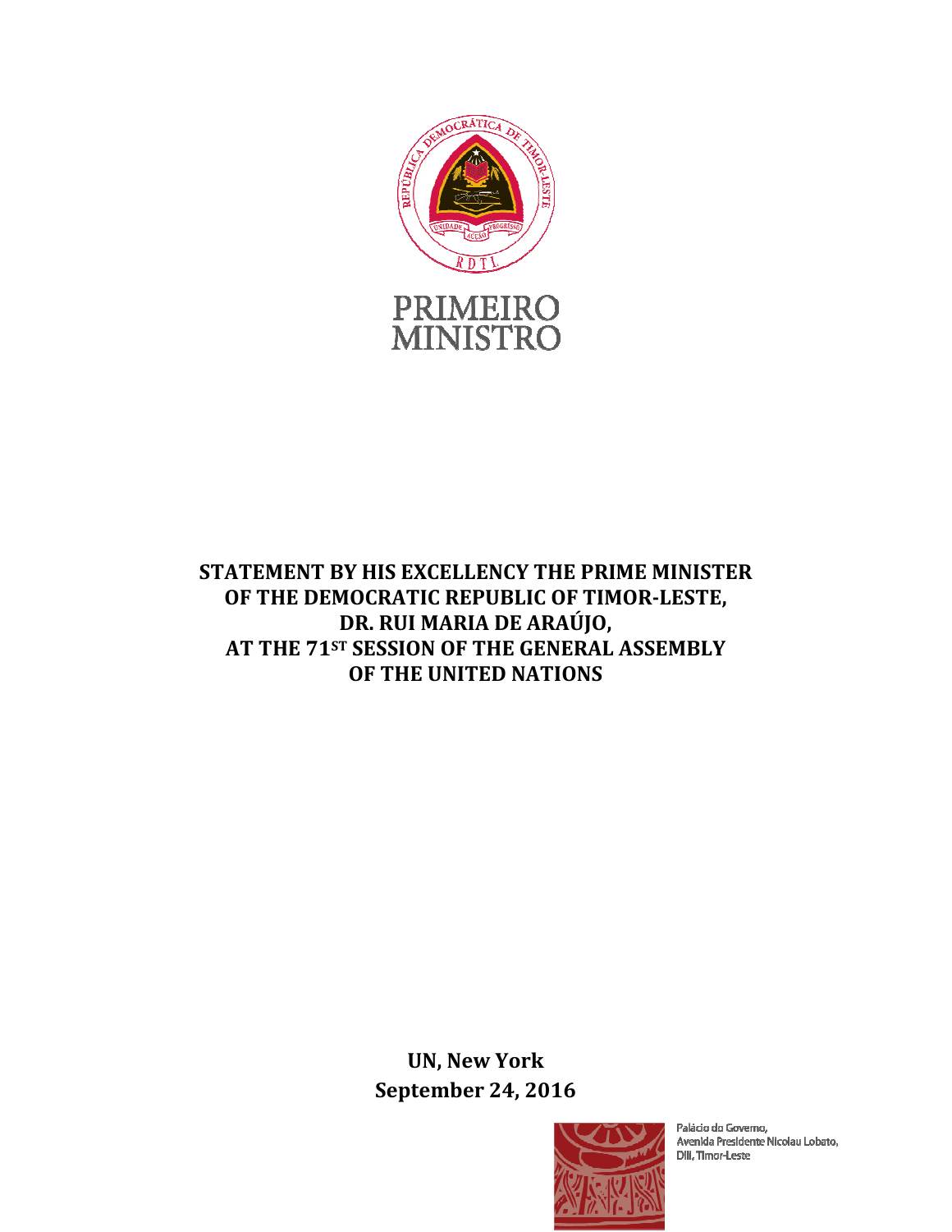PRIMEIRO MINISTRO

# STATEMENT BY HIS EXCELLENCY THE PRIME MINISTER OF THE DEMOCRATIC REPUBLIC OF TIMOR-LESTE, DR. RUI MARIA DE ARAÚJO, AT THE 71ST SESSION OF THE GENERAL ASSEMBLY OF THE UNITED NATIONS

**UN, New York**
**September 24, 2016**

Palácio do Governo,
Avenida Presidente Nicolau Lobato,
Dili, Timor-Leste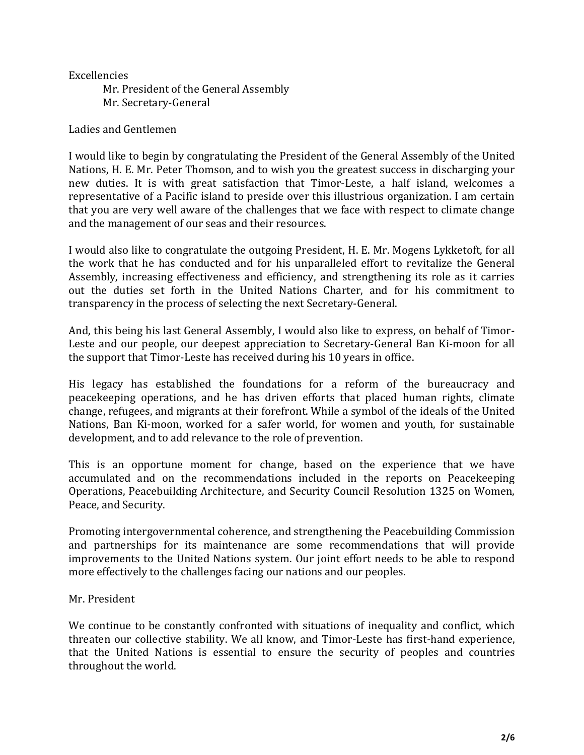Excellencies

Mr. President of the General Assembly
Mr. Secretary-General

Ladies and Gentlemen

I would like to begin by congratulating the President of the General Assembly of the United Nations, H. E. Mr. Peter Thomson, and to wish you the greatest success in discharging your new duties. It is with great satisfaction that Timor-Leste, a half island, welcomes a representative of a Pacific island to preside over this illustrious organization. I am certain that you are very well aware of the challenges that we face with respect to climate change and the management of our seas and their resources.

I would also like to congratulate the outgoing President, H. E. Mr. Mogens Lykketoft, for all the work that he has conducted and for his unparalleled effort to revitalize the General Assembly, increasing effectiveness and efficiency, and strengthening its role as it carries out the duties set forth in the United Nations Charter, and for his commitment to transparency in the process of selecting the next Secretary-General.

And, this being his last General Assembly, I would also like to express, on behalf of Timor-Leste and our people, our deepest appreciation to Secretary-General Ban Ki-moon for all the support that Timor-Leste has received during his 10 years in office.

His legacy has established the foundations for a reform of the bureaucracy and peacekeeping operations, and he has driven efforts that placed human rights, climate change, refugees, and migrants at their forefront. While a symbol of the ideals of the United Nations, Ban Ki-moon, worked for a safer world, for women and youth, for sustainable development, and to add relevance to the role of prevention.

This is an opportune moment for change, based on the experience that we have accumulated and on the recommendations included in the reports on Peacekeeping Operations, Peacebuilding Architecture, and Security Council Resolution 1325 on Women, Peace, and Security.

Promoting intergovernmental coherence, and strengthening the Peacebuilding Commission and partnerships for its maintenance are some recommendations that will provide improvements to the United Nations system. Our joint effort needs to be able to respond more effectively to the challenges facing our nations and our peoples.

Mr. President

We continue to be constantly confronted with situations of inequality and conflict, which threaten our collective stability. We all know, and Timor-Leste has first-hand experience, that the United Nations is essential to ensure the security of peoples and countries throughout the world.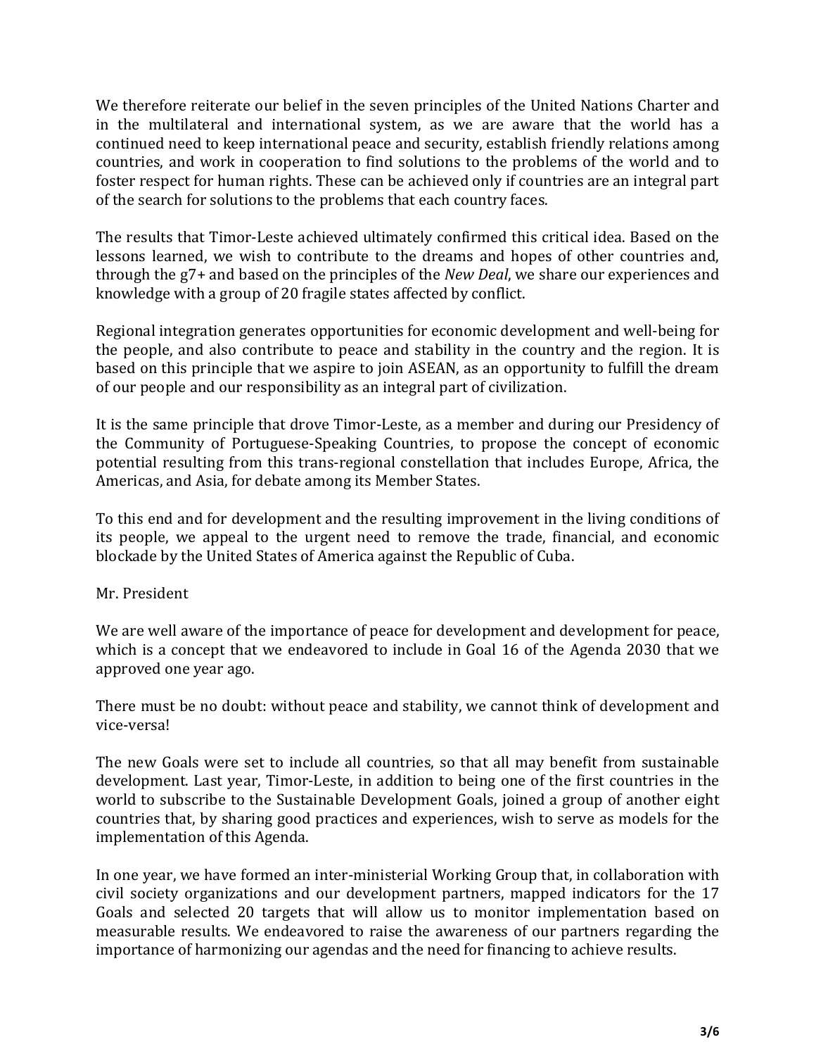We therefore reiterate our belief in the seven principles of the United Nations Charter and in the multilateral and international system, as we are aware that the world has a continued need to keep international peace and security, establish friendly relations among countries, and work in cooperation to find solutions to the problems of the world and to foster respect for human rights. These can be achieved only if countries are an integral part of the search for solutions to the problems that each country faces.

The results that Timor-Leste achieved ultimately confirmed this critical idea. Based on the lessons learned, we wish to contribute to the dreams and hopes of other countries and, through the g7+ and based on the principles of the *New Deal*, we share our experiences and knowledge with a group of 20 fragile states affected by conflict.

Regional integration generates opportunities for economic development and well-being for the people, and also contribute to peace and stability in the country and the region. It is based on this principle that we aspire to join ASEAN, as an opportunity to fulfill the dream of our people and our responsibility as an integral part of civilization.

It is the same principle that drove Timor-Leste, as a member and during our Presidency of the Community of Portuguese-Speaking Countries, to propose the concept of economic potential resulting from this trans-regional constellation that includes Europe, Africa, the Americas, and Asia, for debate among its Member States.

To this end and for development and the resulting improvement in the living conditions of its people, we appeal to the urgent need to remove the trade, financial, and economic blockade by the United States of America against the Republic of Cuba.

Mr. President

We are well aware of the importance of peace for development and development for peace, which is a concept that we endeavored to include in Goal 16 of the Agenda 2030 that we approved one year ago.

There must be no doubt: without peace and stability, we cannot think of development and vice-versa!

The new Goals were set to include all countries, so that all may benefit from sustainable development. Last year, Timor-Leste, in addition to being one of the first countries in the world to subscribe to the Sustainable Development Goals, joined a group of another eight countries that, by sharing good practices and experiences, wish to serve as models for the implementation of this Agenda.

In one year, we have formed an inter-ministerial Working Group that, in collaboration with civil society organizations and our development partners, mapped indicators for the 17 Goals and selected 20 targets that will allow us to monitor implementation based on measurable results. We endeavored to raise the awareness of our partners regarding the importance of harmonizing our agendas and the need for financing to achieve results.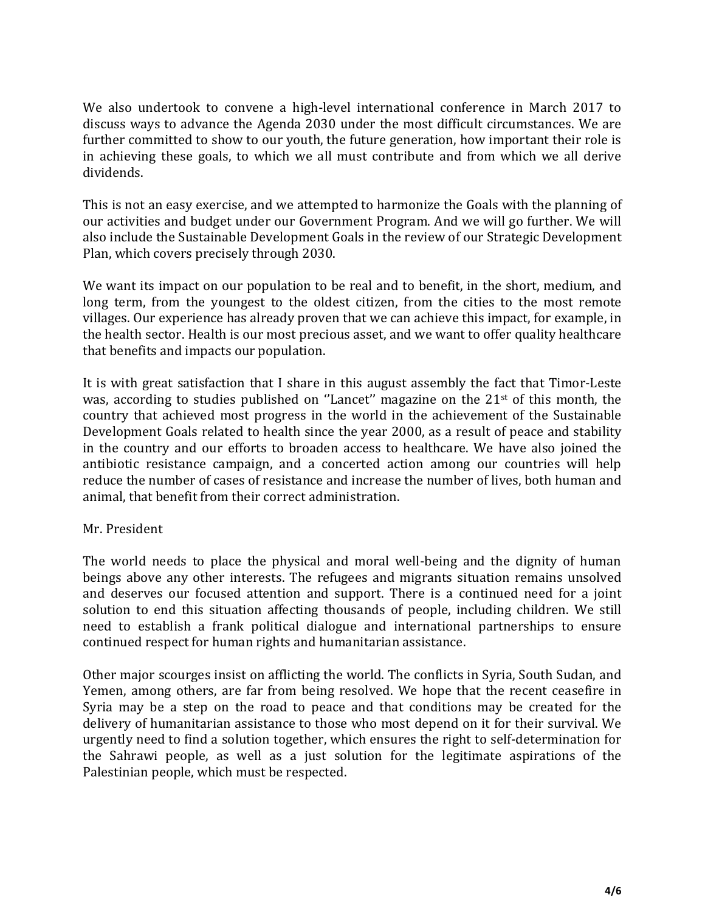We also undertook to convene a high-level international conference in March 2017 to discuss ways to advance the Agenda 2030 under the most difficult circumstances. We are further committed to show to our youth, the future generation, how important their role is in achieving these goals, to which we all must contribute and from which we all derive dividends.

This is not an easy exercise, and we attempted to harmonize the Goals with the planning of our activities and budget under our Government Program. And we will go further. We will also include the Sustainable Development Goals in the review of our Strategic Development Plan, which covers precisely through 2030.

We want its impact on our population to be real and to benefit, in the short, medium, and long term, from the youngest to the oldest citizen, from the cities to the most remote villages. Our experience has already proven that we can achieve this impact, for example, in the health sector. Health is our most precious asset, and we want to offer quality healthcare that benefits and impacts our population.

It is with great satisfaction that I share in this august assembly the fact that Timor-Leste was, according to studies published on ''Lancet'' magazine on the 21st of this month, the country that achieved most progress in the world in the achievement of the Sustainable Development Goals related to health since the year 2000, as a result of peace and stability in the country and our efforts to broaden access to healthcare. We have also joined the antibiotic resistance campaign, and a concerted action among our countries will help reduce the number of cases of resistance and increase the number of lives, both human and animal, that benefit from their correct administration.

Mr. President

The world needs to place the physical and moral well-being and the dignity of human beings above any other interests. The refugees and migrants situation remains unsolved and deserves our focused attention and support. There is a continued need for a joint solution to end this situation affecting thousands of people, including children. We still need to establish a frank political dialogue and international partnerships to ensure continued respect for human rights and humanitarian assistance.

Other major scourges insist on afflicting the world. The conflicts in Syria, South Sudan, and Yemen, among others, are far from being resolved. We hope that the recent ceasefire in Syria may be a step on the road to peace and that conditions may be created for the delivery of humanitarian assistance to those who most depend on it for their survival. We urgently need to find a solution together, which ensures the right to self-determination for the Sahrawi people, as well as a just solution for the legitimate aspirations of the Palestinian people, which must be respected.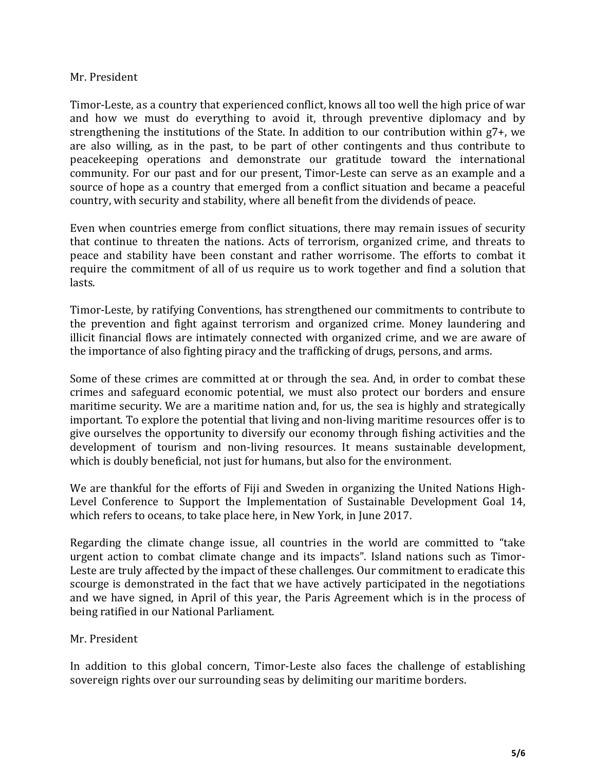Mr. President

Timor-Leste, as a country that experienced conflict, knows all too well the high price of war and how we must do everything to avoid it, through preventive diplomacy and by strengthening the institutions of the State. In addition to our contribution within g7+, we are also willing, as in the past, to be part of other contingents and thus contribute to peacekeeping operations and demonstrate our gratitude toward the international community. For our past and for our present, Timor-Leste can serve as an example and a source of hope as a country that emerged from a conflict situation and became a peaceful country, with security and stability, where all benefit from the dividends of peace.

Even when countries emerge from conflict situations, there may remain issues of security that continue to threaten the nations. Acts of terrorism, organized crime, and threats to peace and stability have been constant and rather worrisome. The efforts to combat it require the commitment of all of us require us to work together and find a solution that lasts.

Timor-Leste, by ratifying Conventions, has strengthened our commitments to contribute to the prevention and fight against terrorism and organized crime. Money laundering and illicit financial flows are intimately connected with organized crime, and we are aware of the importance of also fighting piracy and the trafficking of drugs, persons, and arms.

Some of these crimes are committed at or through the sea. And, in order to combat these crimes and safeguard economic potential, we must also protect our borders and ensure maritime security. We are a maritime nation and, for us, the sea is highly and strategically important. To explore the potential that living and non-living maritime resources offer is to give ourselves the opportunity to diversify our economy through fishing activities and the development of tourism and non-living resources. It means sustainable development, which is doubly beneficial, not just for humans, but also for the environment.

We are thankful for the efforts of Fiji and Sweden in organizing the United Nations High-Level Conference to Support the Implementation of Sustainable Development Goal 14, which refers to oceans, to take place here, in New York, in June 2017.

Regarding the climate change issue, all countries in the world are committed to "take urgent action to combat climate change and its impacts". Island nations such as Timor-Leste are truly affected by the impact of these challenges. Our commitment to eradicate this scourge is demonstrated in the fact that we have actively participated in the negotiations and we have signed, in April of this year, the Paris Agreement which is in the process of being ratified in our National Parliament.

Mr. President

In addition to this global concern, Timor-Leste also faces the challenge of establishing sovereign rights over our surrounding seas by delimiting our maritime borders.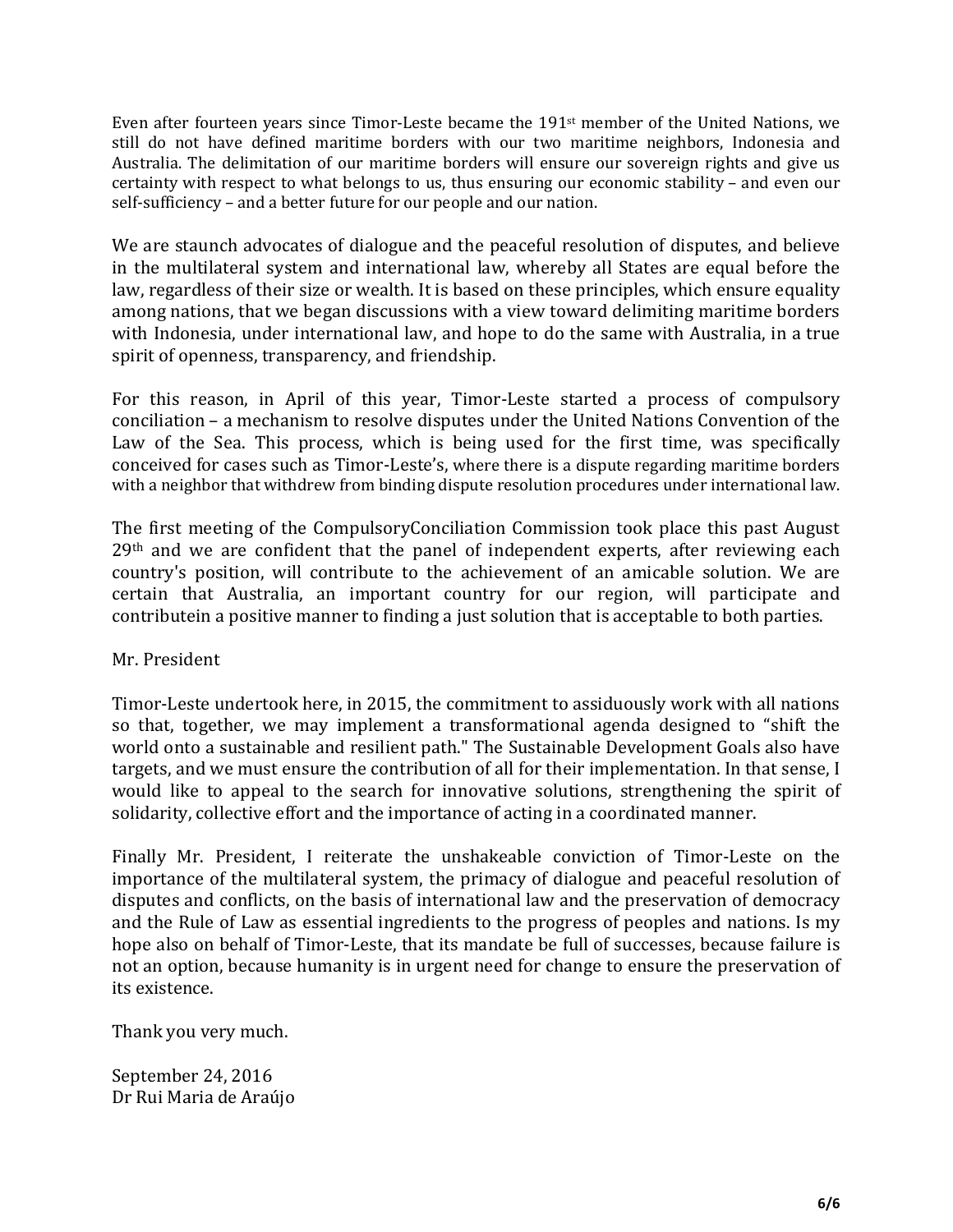Even after fourteen years since Timor-Leste became the 191st member of the United Nations, we still do not have defined maritime borders with our two maritime neighbors, Indonesia and Australia. The delimitation of our maritime borders will ensure our sovereign rights and give us certainty with respect to what belongs to us, thus ensuring our economic stability – and even our self-sufficiency – and a better future for our people and our nation.

We are staunch advocates of dialogue and the peaceful resolution of disputes, and believe in the multilateral system and international law, whereby all States are equal before the law, regardless of their size or wealth. It is based on these principles, which ensure equality among nations, that we began discussions with a view toward delimiting maritime borders with Indonesia, under international law, and hope to do the same with Australia, in a true spirit of openness, transparency, and friendship.

For this reason, in April of this year, Timor-Leste started a process of compulsory conciliation – a mechanism to resolve disputes under the United Nations Convention of the Law of the Sea. This process, which is being used for the first time, was specifically conceived for cases such as Timor-Leste's, where there is a dispute regarding maritime borders with a neighbor that withdrew from binding dispute resolution procedures under international law.

The first meeting of the CompulsoryConciliation Commission took place this past August 29th and we are confident that the panel of independent experts, after reviewing each country's position, will contribute to the achievement of an amicable solution. We are certain that Australia, an important country for our region, will participate and contributein a positive manner to finding a just solution that is acceptable to both parties.

Mr. President

Timor-Leste undertook here, in 2015, the commitment to assiduously work with all nations so that, together, we may implement a transformational agenda designed to "shift the world onto a sustainable and resilient path." The Sustainable Development Goals also have targets, and we must ensure the contribution of all for their implementation. In that sense, I would like to appeal to the search for innovative solutions, strengthening the spirit of solidarity, collective effort and the importance of acting in a coordinated manner.

Finally Mr. President, I reiterate the unshakeable conviction of Timor-Leste on the importance of the multilateral system, the primacy of dialogue and peaceful resolution of disputes and conflicts, on the basis of international law and the preservation of democracy and the Rule of Law as essential ingredients to the progress of peoples and nations. Is my hope also on behalf of Timor-Leste, that its mandate be full of successes, because failure is not an option, because humanity is in urgent need for change to ensure the preservation of its existence.

Thank you very much.

September 24, 2016
Dr Rui Maria de Araújo